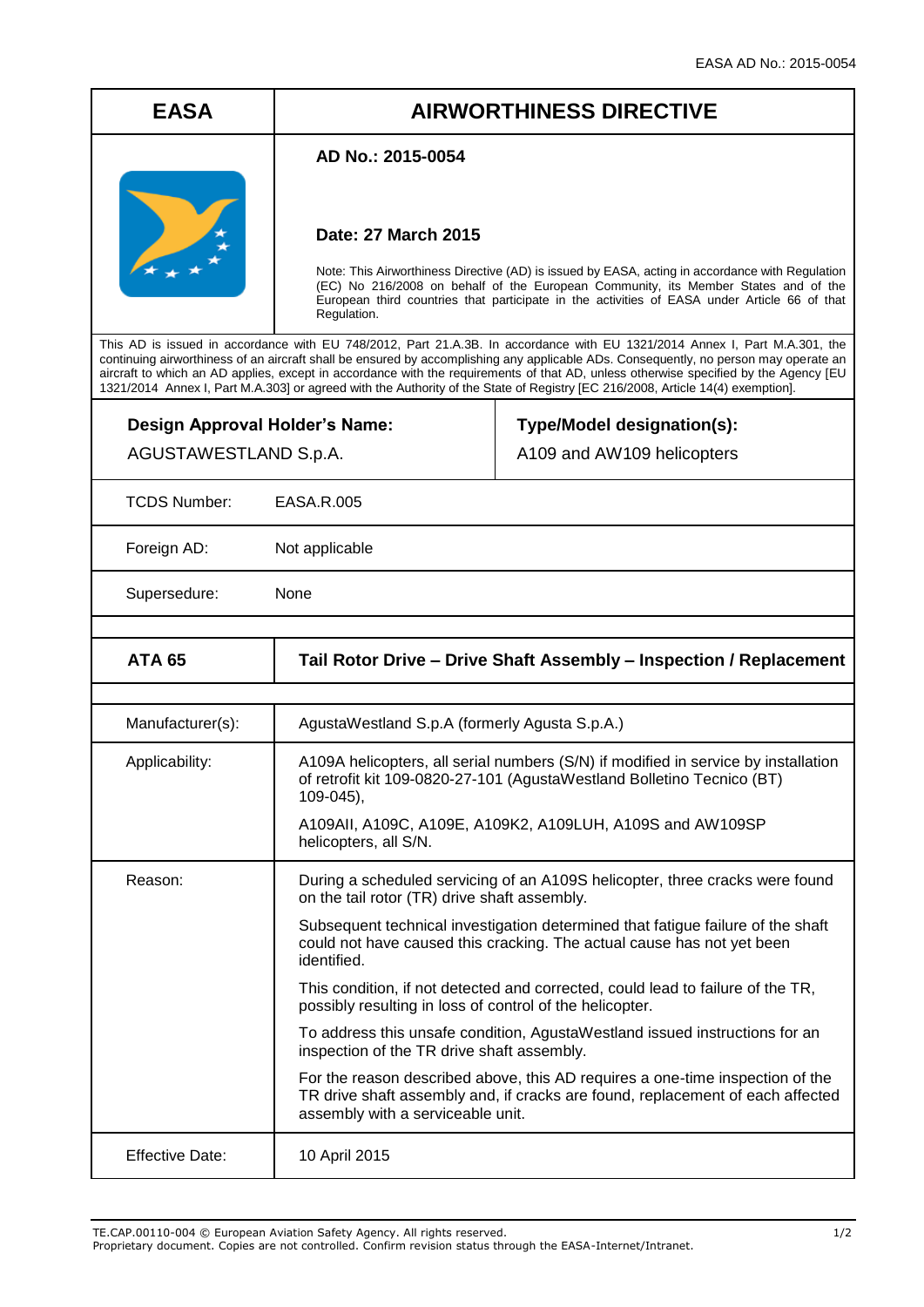EASA AD No.: 2015-0054

| EASA | AIRWORTHINESS DIRECTIVE |
| --- | --- |
| | **AD No.: 2015-0054**<br><br>**Date: 27 March 2015**<br><br>Note: This Airworthiness Directive (AD) is issued by EASA, acting in accordance with Regulation (EC) No 216/2008 on behalf of the European Community, its Member States and of the European third countries that participate in the activities of EASA under Article 66 of that Regulation. |

This AD is issued in accordance with EU 748/2012, Part 21.A.3B. In accordance with EU 1321/2014 Annex I, Part M.A.301, the continuing airworthiness of an aircraft shall be ensured by accomplishing any applicable ADs. Consequently, no person may operate an aircraft to which an AD applies, except in accordance with the requirements of that AD, unless otherwise specified by the Agency [EU 1321/2014 Annex I, Part M.A.303] or agreed with the Authority of the State of Registry [EC 216/2008, Article 14(4) exemption].

| **Design Approval Holder's Name:** | **Type/Model designation(s):** |
| --- | --- |
| AGUSTAWESTLAND S.p.A. | A109 and AW109 helicopters |

| | |
| --- | --- |
| TCDS Number: | EASA.R.005 |
| Foreign AD: | Not applicable |
| Supersedure: | None |

| **ATA 65** | **Tail Rotor Drive – Drive Shaft Assembly – Inspection / Replacement** |
| --- | --- |
| Manufacturer(s): | AgustaWestland S.p.A (formerly Agusta S.p.A.) |
| Applicability: | A109A helicopters, all serial numbers (S/N) if modified in service by installation of retrofit kit 109-0820-27-101 (AgustaWestland Bolletino Tecnico (BT) 109-045),<br><br>A109AII, A109C, A109E, A109K2, A109LUH, A109S and AW109SP helicopters, all S/N. |
| Reason: | During a scheduled servicing of an A109S helicopter, three cracks were found on the tail rotor (TR) drive shaft assembly.<br><br>Subsequent technical investigation determined that fatigue failure of the shaft could not have caused this cracking. The actual cause has not yet been identified.<br><br>This condition, if not detected and corrected, could lead to failure of the TR, possibly resulting in loss of control of the helicopter.<br><br>To address this unsafe condition, AgustaWestland issued instructions for an inspection of the TR drive shaft assembly.<br><br>For the reason described above, this AD requires a one-time inspection of the TR drive shaft assembly and, if cracks are found, replacement of each affected assembly with a serviceable unit. |
| Effective Date: | 10 April 2015 |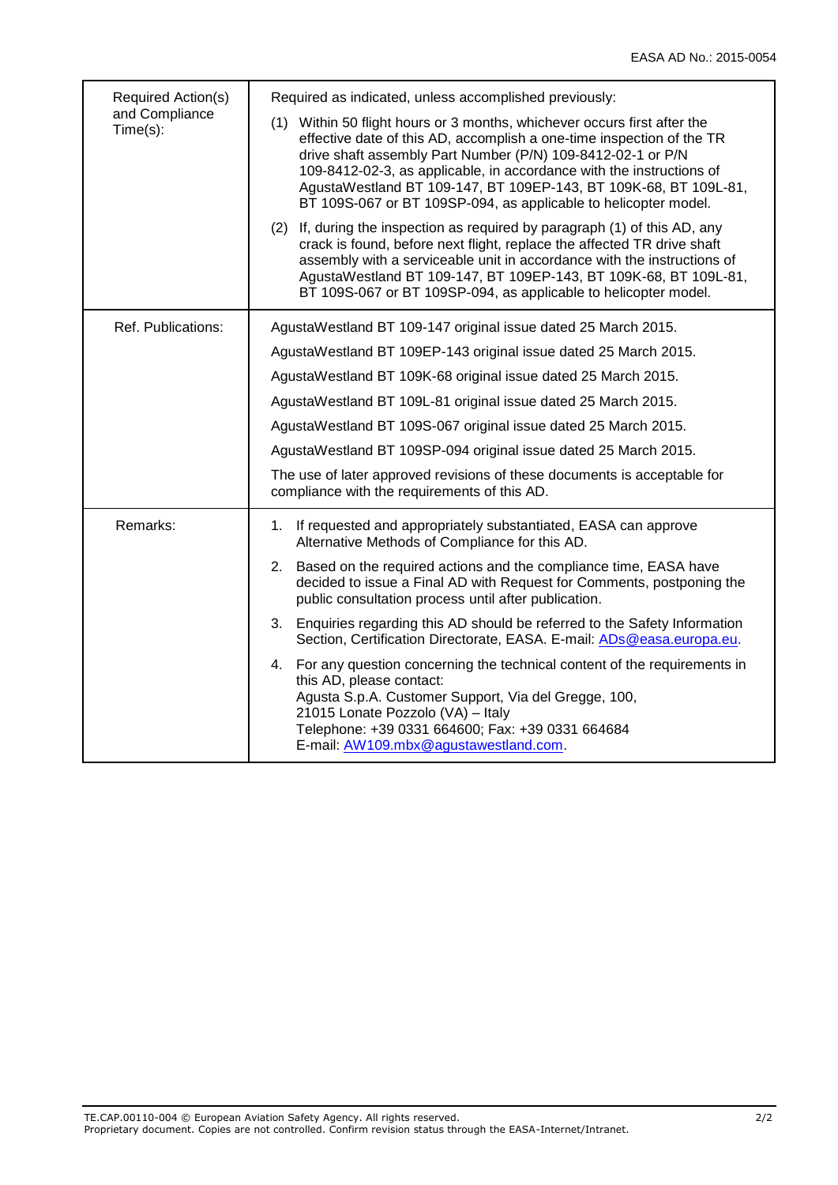| | |
|---|---|
| Required Action(s) and Compliance Time(s): | Required as indicated, unless accomplished previously:<br><br>(1) Within 50 flight hours or 3 months, whichever occurs first after the effective date of this AD, accomplish a one-time inspection of the TR drive shaft assembly Part Number (P/N) 109-8412-02-1 or P/N 109-8412-02-3, as applicable, in accordance with the instructions of AgustaWestland BT 109-147, BT 109EP-143, BT 109K-68, BT 109L-81, BT 109S-067 or BT 109SP-094, as applicable to helicopter model.<br><br>(2) If, during the inspection as required by paragraph (1) of this AD, any crack is found, before next flight, replace the affected TR drive shaft assembly with a serviceable unit in accordance with the instructions of AgustaWestland BT 109-147, BT 109EP-143, BT 109K-68, BT 109L-81, BT 109S-067 or BT 109SP-094, as applicable to helicopter model. |
| Ref. Publications: | AgustaWestland BT 109-147 original issue dated 25 March 2015.<br><br>AgustaWestland BT 109EP-143 original issue dated 25 March 2015.<br><br>AgustaWestland BT 109K-68 original issue dated 25 March 2015.<br><br>AgustaWestland BT 109L-81 original issue dated 25 March 2015.<br><br>AgustaWestland BT 109S-067 original issue dated 25 March 2015.<br><br>AgustaWestland BT 109SP-094 original issue dated 25 March 2015.<br><br>The use of later approved revisions of these documents is acceptable for compliance with the requirements of this AD. |
| Remarks: | 1. If requested and appropriately substantiated, EASA can approve Alternative Methods of Compliance for this AD.<br><br>2. Based on the required actions and the compliance time, EASA have decided to issue a Final AD with Request for Comments, postponing the public consultation process until after publication.<br><br>3. Enquiries regarding this AD should be referred to the Safety Information Section, Certification Directorate, EASA. E-mail: ADs@easa.europa.eu.<br><br>4. For any question concerning the technical content of the requirements in this AD, please contact:<br>Agusta S.p.A. Customer Support, Via del Gregge, 100,<br>21015 Lonate Pozzolo (VA) – Italy<br>Telephone: +39 0331 664600; Fax: +39 0331 664684<br>E-mail: AW109.mbx@agustawestland.com. |